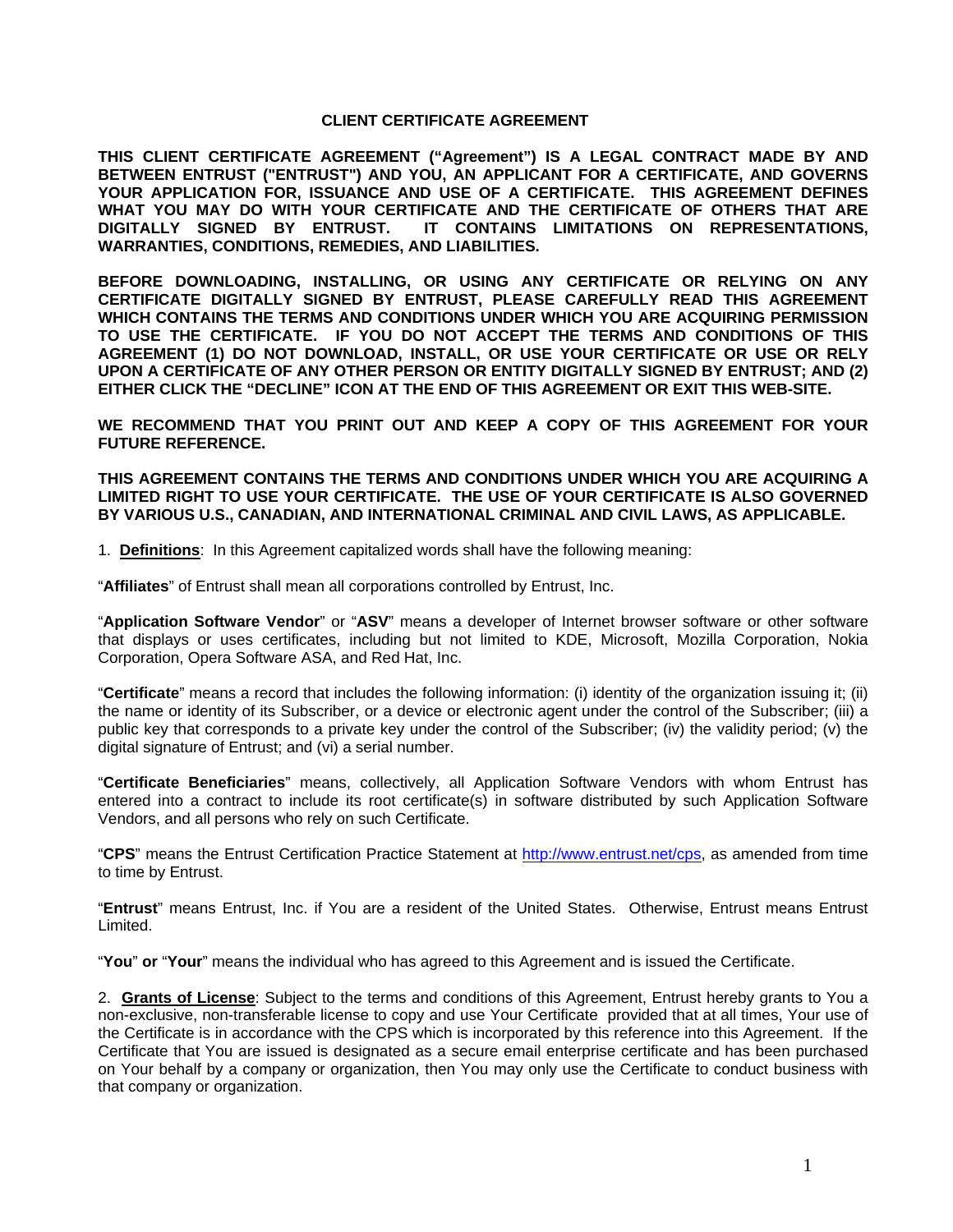# CLIENT CERTIFICATE AGREEMENT

**THIS CLIENT CERTIFICATE AGREEMENT ("Agreement") IS A LEGAL CONTRACT MADE BY AND BETWEEN ENTRUST ("ENTRUST") AND YOU, AN APPLICANT FOR A CERTIFICATE, AND GOVERNS YOUR APPLICATION FOR, ISSUANCE AND USE OF A CERTIFICATE. THIS AGREEMENT DEFINES WHAT YOU MAY DO WITH YOUR CERTIFICATE AND THE CERTIFICATE OF OTHERS THAT ARE DIGITALLY SIGNED BY ENTRUST. IT CONTAINS LIMITATIONS ON REPRESENTATIONS, WARRANTIES, CONDITIONS, REMEDIES, AND LIABILITIES.**

**BEFORE DOWNLOADING, INSTALLING, OR USING ANY CERTIFICATE OR RELYING ON ANY CERTIFICATE DIGITALLY SIGNED BY ENTRUST, PLEASE CAREFULLY READ THIS AGREEMENT WHICH CONTAINS THE TERMS AND CONDITIONS UNDER WHICH YOU ARE ACQUIRING PERMISSION TO USE THE CERTIFICATE. IF YOU DO NOT ACCEPT THE TERMS AND CONDITIONS OF THIS AGREEMENT (1) DO NOT DOWNLOAD, INSTALL, OR USE YOUR CERTIFICATE OR USE OR RELY UPON A CERTIFICATE OF ANY OTHER PERSON OR ENTITY DIGITALLY SIGNED BY ENTRUST; AND (2) EITHER CLICK THE "DECLINE" ICON AT THE END OF THIS AGREEMENT OR EXIT THIS WEB-SITE.**

**WE RECOMMEND THAT YOU PRINT OUT AND KEEP A COPY OF THIS AGREEMENT FOR YOUR FUTURE REFERENCE.**

**THIS AGREEMENT CONTAINS THE TERMS AND CONDITIONS UNDER WHICH YOU ARE ACQUIRING A LIMITED RIGHT TO USE YOUR CERTIFICATE. THE USE OF YOUR CERTIFICATE IS ALSO GOVERNED BY VARIOUS U.S., CANADIAN, AND INTERNATIONAL CRIMINAL AND CIVIL LAWS, AS APPLICABLE.**

1. **Definitions**: In this Agreement capitalized words shall have the following meaning:

"**Affiliates**" of Entrust shall mean all corporations controlled by Entrust, Inc.

"**Application Software Vendor**" or "**ASV**" means a developer of Internet browser software or other software that displays or uses certificates, including but not limited to KDE, Microsoft, Mozilla Corporation, Nokia Corporation, Opera Software ASA, and Red Hat, Inc.

"**Certificate**" means a record that includes the following information: (i) identity of the organization issuing it; (ii) the name or identity of its Subscriber, or a device or electronic agent under the control of the Subscriber; (iii) a public key that corresponds to a private key under the control of the Subscriber; (iv) the validity period; (v) the digital signature of Entrust; and (vi) a serial number.

"**Certificate Beneficiaries**" means, collectively, all Application Software Vendors with whom Entrust has entered into a contract to include its root certificate(s) in software distributed by such Application Software Vendors, and all persons who rely on such Certificate.

"**CPS**" means the Entrust Certification Practice Statement at http://www.entrust.net/cps, as amended from time to time by Entrust.

"**Entrust**" means Entrust, Inc. if You are a resident of the United States. Otherwise, Entrust means Entrust Limited.

"**You**" **or** "**Your**" means the individual who has agreed to this Agreement and is issued the Certificate.

2. **Grants of License**: Subject to the terms and conditions of this Agreement, Entrust hereby grants to You a non-exclusive, non-transferable license to copy and use Your Certificate provided that at all times, Your use of the Certificate is in accordance with the CPS which is incorporated by this reference into this Agreement. If the Certificate that You are issued is designated as a secure email enterprise certificate and has been purchased on Your behalf by a company or organization, then You may only use the Certificate to conduct business with that company or organization.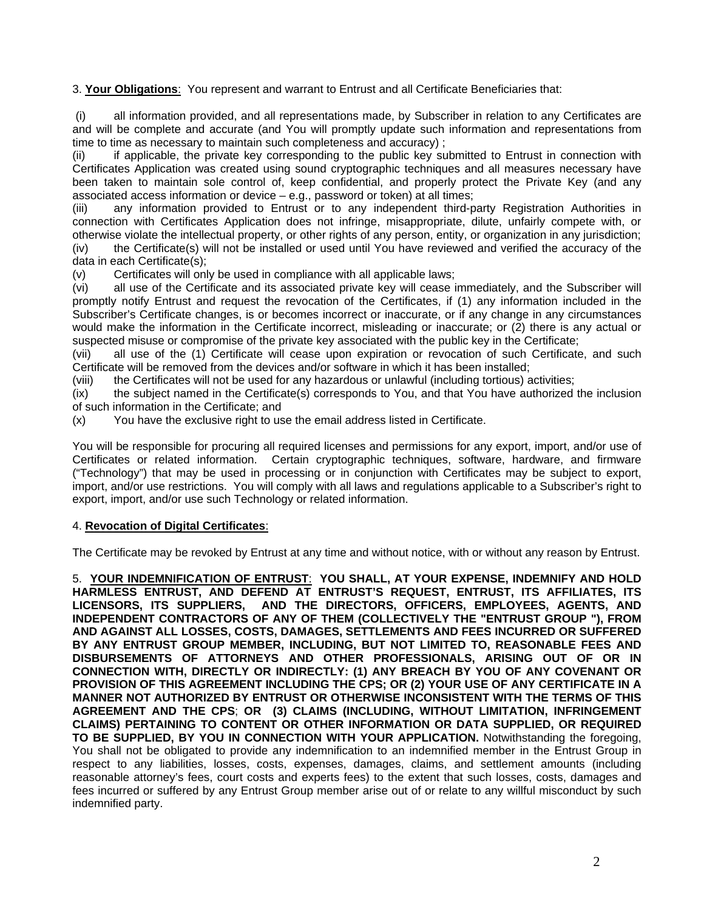3. **Your Obligations**: You represent and warrant to Entrust and all Certificate Beneficiaries that:

(i) all information provided, and all representations made, by Subscriber in relation to any Certificates are and will be complete and accurate (and You will promptly update such information and representations from time to time as necessary to maintain such completeness and accuracy) ;

(ii) if applicable, the private key corresponding to the public key submitted to Entrust in connection with Certificates Application was created using sound cryptographic techniques and all measures necessary have been taken to maintain sole control of, keep confidential, and properly protect the Private Key (and any associated access information or device – e.g., password or token) at all times;

(iii) any information provided to Entrust or to any independent third-party Registration Authorities in connection with Certificates Application does not infringe, misappropriate, dilute, unfairly compete with, or otherwise violate the intellectual property, or other rights of any person, entity, or organization in any jurisdiction;

(iv) the Certificate(s) will not be installed or used until You have reviewed and verified the accuracy of the data in each Certificate(s);

(v) Certificates will only be used in compliance with all applicable laws;

(vi) all use of the Certificate and its associated private key will cease immediately, and the Subscriber will promptly notify Entrust and request the revocation of the Certificates, if (1) any information included in the Subscriber's Certificate changes, is or becomes incorrect or inaccurate, or if any change in any circumstances would make the information in the Certificate incorrect, misleading or inaccurate; or (2) there is any actual or suspected misuse or compromise of the private key associated with the public key in the Certificate;

(vii) all use of the (1) Certificate will cease upon expiration or revocation of such Certificate, and such Certificate will be removed from the devices and/or software in which it has been installed;

(viii) the Certificates will not be used for any hazardous or unlawful (including tortious) activities;

(ix) the subject named in the Certificate(s) corresponds to You, and that You have authorized the inclusion of such information in the Certificate; and

(x) You have the exclusive right to use the email address listed in Certificate.

You will be responsible for procuring all required licenses and permissions for any export, import, and/or use of Certificates or related information. Certain cryptographic techniques, software, hardware, and firmware ("Technology") that may be used in processing or in conjunction with Certificates may be subject to export, import, and/or use restrictions. You will comply with all laws and regulations applicable to a Subscriber's right to export, import, and/or use such Technology or related information.

4. **Revocation of Digital Certificates**:

The Certificate may be revoked by Entrust at any time and without notice, with or without any reason by Entrust.

5. **YOUR INDEMNIFICATION OF ENTRUST**: **YOU SHALL, AT YOUR EXPENSE, INDEMNIFY AND HOLD HARMLESS ENTRUST, AND DEFEND AT ENTRUST'S REQUEST, ENTRUST, ITS AFFILIATES, ITS LICENSORS, ITS SUPPLIERS, AND THE DIRECTORS, OFFICERS, EMPLOYEES, AGENTS, AND INDEPENDENT CONTRACTORS OF ANY OF THEM (COLLECTIVELY THE "ENTRUST GROUP "), FROM AND AGAINST ALL LOSSES, COSTS, DAMAGES, SETTLEMENTS AND FEES INCURRED OR SUFFERED BY ANY ENTRUST GROUP MEMBER, INCLUDING, BUT NOT LIMITED TO, REASONABLE FEES AND DISBURSEMENTS OF ATTORNEYS AND OTHER PROFESSIONALS, ARISING OUT OF OR IN CONNECTION WITH, DIRECTLY OR INDIRECTLY: (1) ANY BREACH BY YOU OF ANY COVENANT OR PROVISION OF THIS AGREEMENT INCLUDING THE CPS; OR (2) YOUR USE OF ANY CERTIFICATE IN A MANNER NOT AUTHORIZED BY ENTRUST OR OTHERWISE INCONSISTENT WITH THE TERMS OF THIS AGREEMENT AND THE CPS; OR (3) CLAIMS (INCLUDING, WITHOUT LIMITATION, INFRINGEMENT CLAIMS) PERTAINING TO CONTENT OR OTHER INFORMATION OR DATA SUPPLIED, OR REQUIRED TO BE SUPPLIED, BY YOU IN CONNECTION WITH YOUR APPLICATION.** Notwithstanding the foregoing, You shall not be obligated to provide any indemnification to an indemnified member in the Entrust Group in respect to any liabilities, losses, costs, expenses, damages, claims, and settlement amounts (including reasonable attorney's fees, court costs and experts fees) to the extent that such losses, costs, damages and fees incurred or suffered by any Entrust Group member arise out of or relate to any willful misconduct by such indemnified party.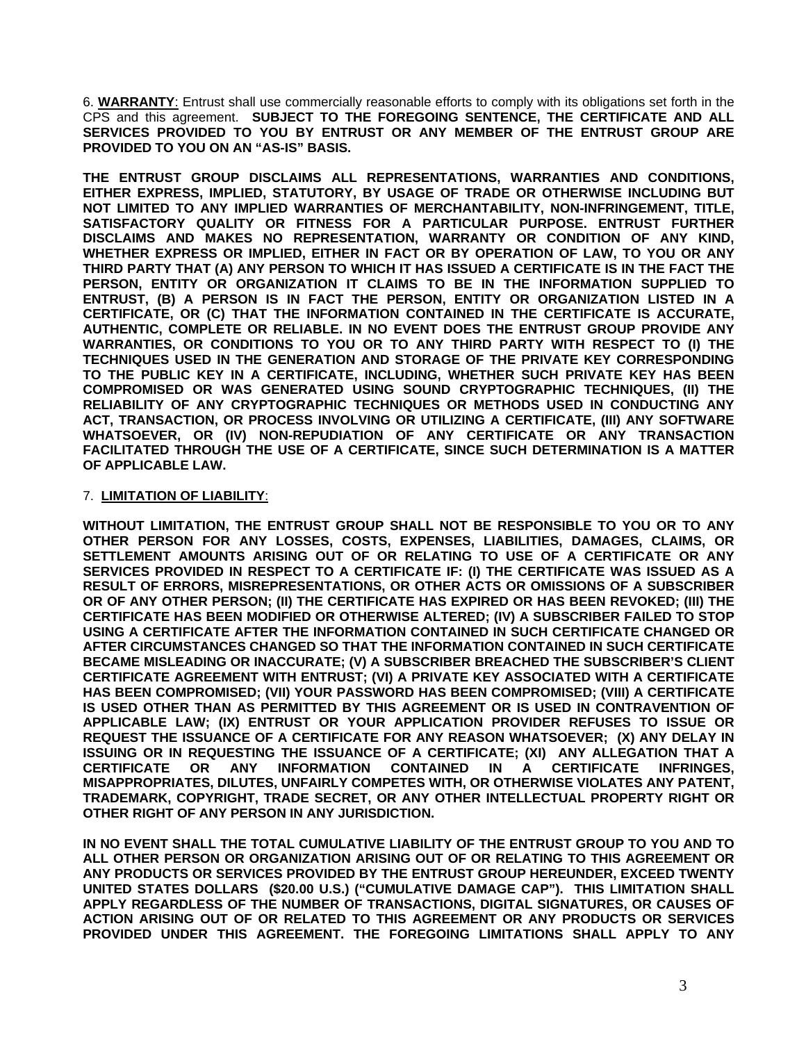6. **<u>WARRANTY</u>**: Entrust shall use commercially reasonable efforts to comply with its obligations set forth in the CPS and this agreement. **SUBJECT TO THE FOREGOING SENTENCE, THE CERTIFICATE AND ALL SERVICES PROVIDED TO YOU BY ENTRUST OR ANY MEMBER OF THE ENTRUST GROUP ARE PROVIDED TO YOU ON AN "AS-IS" BASIS.**

**THE ENTRUST GROUP DISCLAIMS ALL REPRESENTATIONS, WARRANTIES AND CONDITIONS, EITHER EXPRESS, IMPLIED, STATUTORY, BY USAGE OF TRADE OR OTHERWISE INCLUDING BUT NOT LIMITED TO ANY IMPLIED WARRANTIES OF MERCHANTABILITY, NON-INFRINGEMENT, TITLE, SATISFACTORY QUALITY OR FITNESS FOR A PARTICULAR PURPOSE. ENTRUST FURTHER DISCLAIMS AND MAKES NO REPRESENTATION, WARRANTY OR CONDITION OF ANY KIND, WHETHER EXPRESS OR IMPLIED, EITHER IN FACT OR BY OPERATION OF LAW, TO YOU OR ANY THIRD PARTY THAT (A) ANY PERSON TO WHICH IT HAS ISSUED A CERTIFICATE IS IN THE FACT THE PERSON, ENTITY OR ORGANIZATION IT CLAIMS TO BE IN THE INFORMATION SUPPLIED TO ENTRUST, (B) A PERSON IS IN FACT THE PERSON, ENTITY OR ORGANIZATION LISTED IN A CERTIFICATE, OR (C) THAT THE INFORMATION CONTAINED IN THE CERTIFICATE IS ACCURATE, AUTHENTIC, COMPLETE OR RELIABLE. IN NO EVENT DOES THE ENTRUST GROUP PROVIDE ANY WARRANTIES, OR CONDITIONS TO YOU OR TO ANY THIRD PARTY WITH RESPECT TO (I) THE TECHNIQUES USED IN THE GENERATION AND STORAGE OF THE PRIVATE KEY CORRESPONDING TO THE PUBLIC KEY IN A CERTIFICATE, INCLUDING, WHETHER SUCH PRIVATE KEY HAS BEEN COMPROMISED OR WAS GENERATED USING SOUND CRYPTOGRAPHIC TECHNIQUES, (II) THE RELIABILITY OF ANY CRYPTOGRAPHIC TECHNIQUES OR METHODS USED IN CONDUCTING ANY ACT, TRANSACTION, OR PROCESS INVOLVING OR UTILIZING A CERTIFICATE, (III) ANY SOFTWARE WHATSOEVER, OR (IV) NON-REPUDIATION OF ANY CERTIFICATE OR ANY TRANSACTION FACILITATED THROUGH THE USE OF A CERTIFICATE, SINCE SUCH DETERMINATION IS A MATTER OF APPLICABLE LAW.**

7. **<u>LIMITATION OF LIABILITY</u>**:

**WITHOUT LIMITATION, THE ENTRUST GROUP SHALL NOT BE RESPONSIBLE TO YOU OR TO ANY OTHER PERSON FOR ANY LOSSES, COSTS, EXPENSES, LIABILITIES, DAMAGES, CLAIMS, OR SETTLEMENT AMOUNTS ARISING OUT OF OR RELATING TO USE OF A CERTIFICATE OR ANY SERVICES PROVIDED IN RESPECT TO A CERTIFICATE IF: (I) THE CERTIFICATE WAS ISSUED AS A RESULT OF ERRORS, MISREPRESENTATIONS, OR OTHER ACTS OR OMISSIONS OF A SUBSCRIBER OR OF ANY OTHER PERSON; (II) THE CERTIFICATE HAS EXPIRED OR HAS BEEN REVOKED; (III) THE CERTIFICATE HAS BEEN MODIFIED OR OTHERWISE ALTERED; (IV) A SUBSCRIBER FAILED TO STOP USING A CERTIFICATE AFTER THE INFORMATION CONTAINED IN SUCH CERTIFICATE CHANGED OR AFTER CIRCUMSTANCES CHANGED SO THAT THE INFORMATION CONTAINED IN SUCH CERTIFICATE BECAME MISLEADING OR INACCURATE; (V) A SUBSCRIBER BREACHED THE SUBSCRIBER'S CLIENT CERTIFICATE AGREEMENT WITH ENTRUST; (VI) A PRIVATE KEY ASSOCIATED WITH A CERTIFICATE HAS BEEN COMPROMISED; (VII) YOUR PASSWORD HAS BEEN COMPROMISED; (VIII) A CERTIFICATE IS USED OTHER THAN AS PERMITTED BY THIS AGREEMENT OR IS USED IN CONTRAVENTION OF APPLICABLE LAW; (IX) ENTRUST OR YOUR APPLICATION PROVIDER REFUSES TO ISSUE OR REQUEST THE ISSUANCE OF A CERTIFICATE FOR ANY REASON WHATSOEVER; (X) ANY DELAY IN ISSUING OR IN REQUESTING THE ISSUANCE OF A CERTIFICATE; (XI) ANY ALLEGATION THAT A CERTIFICATE OR ANY INFORMATION CONTAINED IN A CERTIFICATE INFRINGES, MISAPPROPRIATES, DILUTES, UNFAIRLY COMPETES WITH, OR OTHERWISE VIOLATES ANY PATENT, TRADEMARK, COPYRIGHT, TRADE SECRET, OR ANY OTHER INTELLECTUAL PROPERTY RIGHT OR OTHER RIGHT OF ANY PERSON IN ANY JURISDICTION.**

**IN NO EVENT SHALL THE TOTAL CUMULATIVE LIABILITY OF THE ENTRUST GROUP TO YOU AND TO ALL OTHER PERSON OR ORGANIZATION ARISING OUT OF OR RELATING TO THIS AGREEMENT OR ANY PRODUCTS OR SERVICES PROVIDED BY THE ENTRUST GROUP HEREUNDER, EXCEED TWENTY UNITED STATES DOLLARS ($20.00 U.S.) ("CUMULATIVE DAMAGE CAP"). THIS LIMITATION SHALL APPLY REGARDLESS OF THE NUMBER OF TRANSACTIONS, DIGITAL SIGNATURES, OR CAUSES OF ACTION ARISING OUT OF OR RELATED TO THIS AGREEMENT OR ANY PRODUCTS OR SERVICES PROVIDED UNDER THIS AGREEMENT. THE FOREGOING LIMITATIONS SHALL APPLY TO ANY**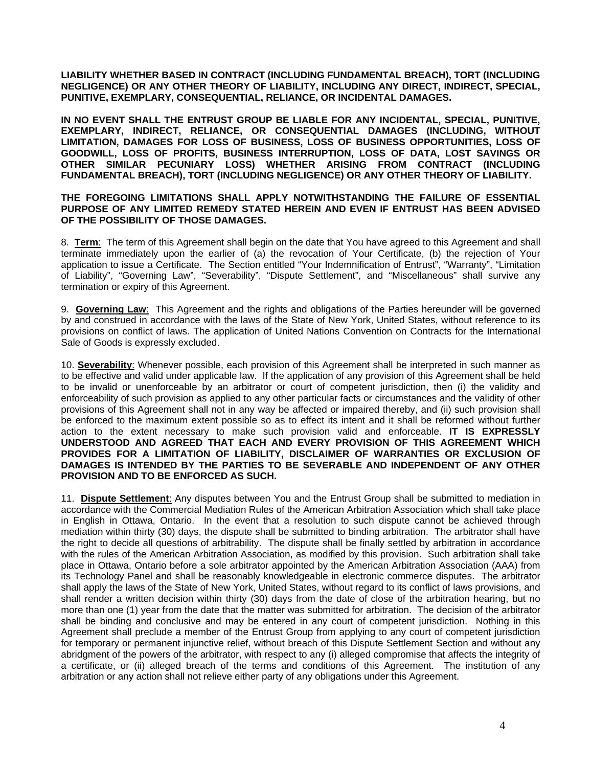**LIABILITY WHETHER BASED IN CONTRACT (INCLUDING FUNDAMENTAL BREACH), TORT (INCLUDING NEGLIGENCE) OR ANY OTHER THEORY OF LIABILITY, INCLUDING ANY DIRECT, INDIRECT, SPECIAL, PUNITIVE, EXEMPLARY, CONSEQUENTIAL, RELIANCE, OR INCIDENTAL DAMAGES.**

**IN NO EVENT SHALL THE ENTRUST GROUP BE LIABLE FOR ANY INCIDENTAL, SPECIAL, PUNITIVE, EXEMPLARY, INDIRECT, RELIANCE, OR CONSEQUENTIAL DAMAGES (INCLUDING, WITHOUT LIMITATION, DAMAGES FOR LOSS OF BUSINESS, LOSS OF BUSINESS OPPORTUNITIES, LOSS OF GOODWILL, LOSS OF PROFITS, BUSINESS INTERRUPTION, LOSS OF DATA, LOST SAVINGS OR OTHER SIMILAR PECUNIARY LOSS) WHETHER ARISING FROM CONTRACT (INCLUDING FUNDAMENTAL BREACH), TORT (INCLUDING NEGLIGENCE) OR ANY OTHER THEORY OF LIABILITY.**

**THE FOREGOING LIMITATIONS SHALL APPLY NOTWITHSTANDING THE FAILURE OF ESSENTIAL PURPOSE OF ANY LIMITED REMEDY STATED HEREIN AND EVEN IF ENTRUST HAS BEEN ADVISED OF THE POSSIBILITY OF THOSE DAMAGES.**

8. **Term**: The term of this Agreement shall begin on the date that You have agreed to this Agreement and shall terminate immediately upon the earlier of (a) the revocation of Your Certificate, (b) the rejection of Your application to issue a Certificate. The Section entitled "Your Indemnification of Entrust", "Warranty", "Limitation of Liability", "Governing Law", "Severability", "Dispute Settlement", and "Miscellaneous" shall survive any termination or expiry of this Agreement.

9. **Governing Law**: This Agreement and the rights and obligations of the Parties hereunder will be governed by and construed in accordance with the laws of the State of New York, United States, without reference to its provisions on conflict of laws. The application of United Nations Convention on Contracts for the International Sale of Goods is expressly excluded.

10. **Severability**: Whenever possible, each provision of this Agreement shall be interpreted in such manner as to be effective and valid under applicable law. If the application of any provision of this Agreement shall be held to be invalid or unenforceable by an arbitrator or court of competent jurisdiction, then (i) the validity and enforceability of such provision as applied to any other particular facts or circumstances and the validity of other provisions of this Agreement shall not in any way be affected or impaired thereby, and (ii) such provision shall be enforced to the maximum extent possible so as to effect its intent and it shall be reformed without further action to the extent necessary to make such provision valid and enforceable. **IT IS EXPRESSLY UNDERSTOOD AND AGREED THAT EACH AND EVERY PROVISION OF THIS AGREEMENT WHICH PROVIDES FOR A LIMITATION OF LIABILITY, DISCLAIMER OF WARRANTIES OR EXCLUSION OF DAMAGES IS INTENDED BY THE PARTIES TO BE SEVERABLE AND INDEPENDENT OF ANY OTHER PROVISION AND TO BE ENFORCED AS SUCH.**

11. **Dispute Settlement**: Any disputes between You and the Entrust Group shall be submitted to mediation in accordance with the Commercial Mediation Rules of the American Arbitration Association which shall take place in English in Ottawa, Ontario. In the event that a resolution to such dispute cannot be achieved through mediation within thirty (30) days, the dispute shall be submitted to binding arbitration. The arbitrator shall have the right to decide all questions of arbitrability. The dispute shall be finally settled by arbitration in accordance with the rules of the American Arbitration Association, as modified by this provision. Such arbitration shall take place in Ottawa, Ontario before a sole arbitrator appointed by the American Arbitration Association (AAA) from its Technology Panel and shall be reasonably knowledgeable in electronic commerce disputes. The arbitrator shall apply the laws of the State of New York, United States, without regard to its conflict of laws provisions, and shall render a written decision within thirty (30) days from the date of close of the arbitration hearing, but no more than one (1) year from the date that the matter was submitted for arbitration. The decision of the arbitrator shall be binding and conclusive and may be entered in any court of competent jurisdiction. Nothing in this Agreement shall preclude a member of the Entrust Group from applying to any court of competent jurisdiction for temporary or permanent injunctive relief, without breach of this Dispute Settlement Section and without any abridgment of the powers of the arbitrator, with respect to any (i) alleged compromise that affects the integrity of a certificate, or (ii) alleged breach of the terms and conditions of this Agreement. The institution of any arbitration or any action shall not relieve either party of any obligations under this Agreement.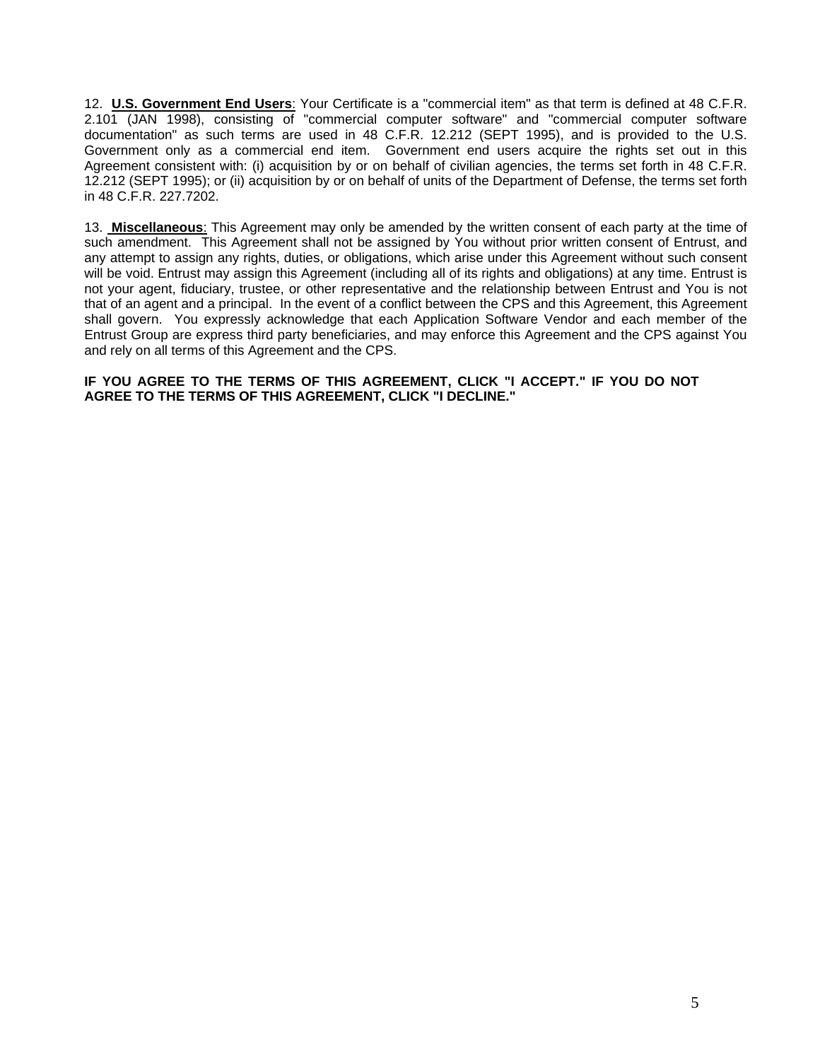12. **U.S. Government End Users**: Your Certificate is a "commercial item" as that term is defined at 48 C.F.R. 2.101 (JAN 1998), consisting of "commercial computer software" and "commercial computer software documentation" as such terms are used in 48 C.F.R. 12.212 (SEPT 1995), and is provided to the U.S. Government only as a commercial end item. Government end users acquire the rights set out in this Agreement consistent with: (i) acquisition by or on behalf of civilian agencies, the terms set forth in 48 C.F.R. 12.212 (SEPT 1995); or (ii) acquisition by or on behalf of units of the Department of Defense, the terms set forth in 48 C.F.R. 227.7202.

13. **Miscellaneous**: This Agreement may only be amended by the written consent of each party at the time of such amendment. This Agreement shall not be assigned by You without prior written consent of Entrust, and any attempt to assign any rights, duties, or obligations, which arise under this Agreement without such consent will be void. Entrust may assign this Agreement (including all of its rights and obligations) at any time. Entrust is not your agent, fiduciary, trustee, or other representative and the relationship between Entrust and You is not that of an agent and a principal. In the event of a conflict between the CPS and this Agreement, this Agreement shall govern. You expressly acknowledge that each Application Software Vendor and each member of the Entrust Group are express third party beneficiaries, and may enforce this Agreement and the CPS against You and rely on all terms of this Agreement and the CPS.

**IF YOU AGREE TO THE TERMS OF THIS AGREEMENT, CLICK "I ACCEPT." IF YOU DO NOT AGREE TO THE TERMS OF THIS AGREEMENT, CLICK "I DECLINE."**